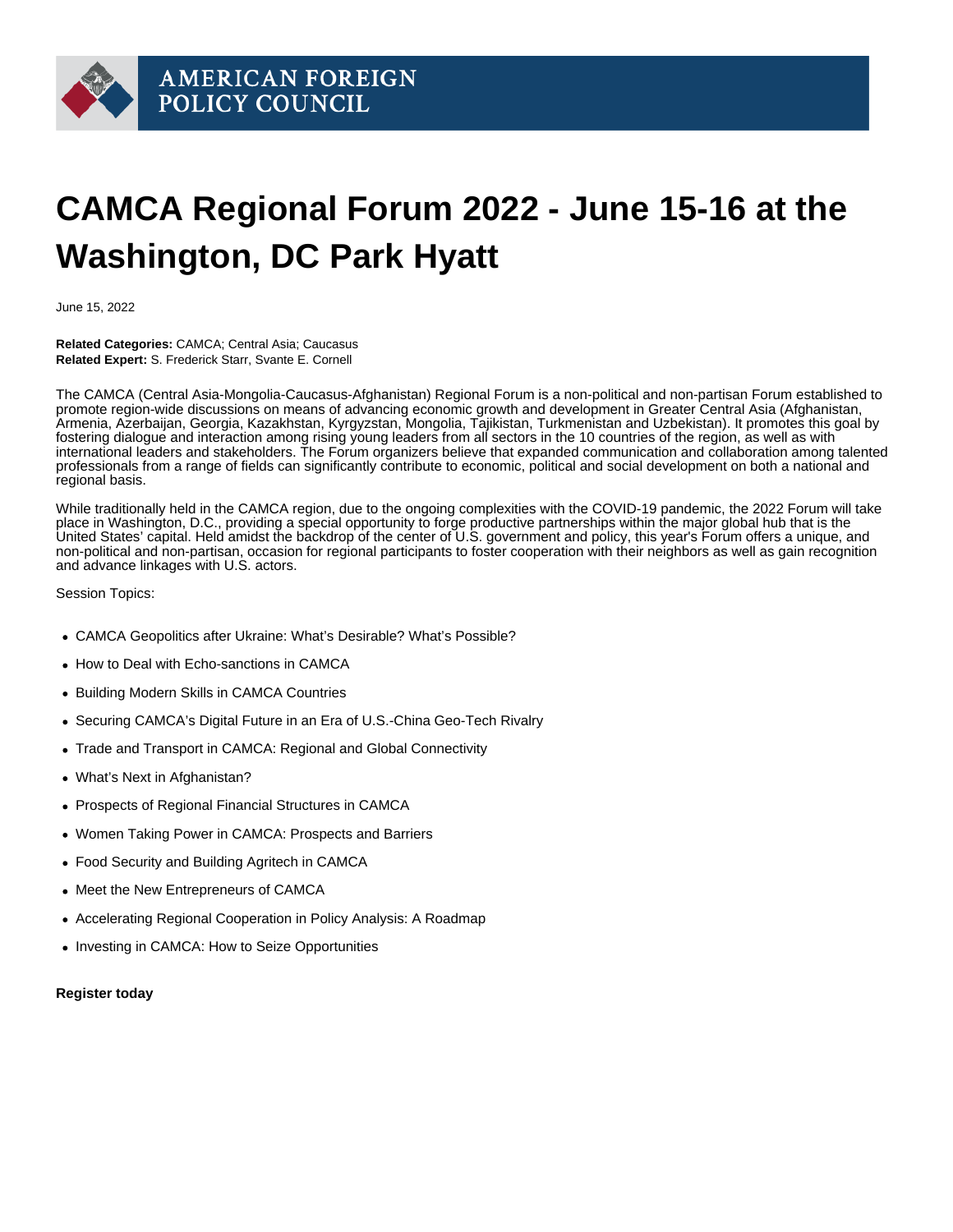# CAMCA Regional Forum 2022 - June 15-16 at the Washington, DC Park Hyatt

June 15, 2022

**Related Categories:** CAMCA; Central Asia; Caucasus
**Related Expert:** S. Frederick Starr, Svante E. Cornell

The CAMCA (Central Asia-Mongolia-Caucasus-Afghanistan) Regional Forum is a non-political and non-partisan Forum established to promote region-wide discussions on means of advancing economic growth and development in Greater Central Asia (Afghanistan, Armenia, Azerbaijan, Georgia, Kazakhstan, Kyrgyzstan, Mongolia, Tajikistan, Turkmenistan and Uzbekistan). It promotes this goal by fostering dialogue and interaction among rising young leaders from all sectors in the 10 countries of the region, as well as with international leaders and stakeholders. The Forum organizers believe that expanded communication and collaboration among talented professionals from a range of fields can significantly contribute to economic, political and social development on both a national and regional basis.

While traditionally held in the CAMCA region, due to the ongoing complexities with the COVID-19 pandemic, the 2022 Forum will take place in Washington, D.C., providing a special opportunity to forge productive partnerships within the major global hub that is the United States' capital. Held amidst the backdrop of the center of U.S. government and policy, this year's Forum offers a unique, and non-political and non-partisan, occasion for regional participants to foster cooperation with their neighbors as well as gain recognition and advance linkages with U.S. actors.

Session Topics:

- CAMCA Geopolitics after Ukraine: What's Desirable? What's Possible?
- How to Deal with Echo-sanctions in CAMCA
- Building Modern Skills in CAMCA Countries
- Securing CAMCA's Digital Future in an Era of U.S.-China Geo-Tech Rivalry
- Trade and Transport in CAMCA: Regional and Global Connectivity
- What's Next in Afghanistan?
- Prospects of Regional Financial Structures in CAMCA
- Women Taking Power in CAMCA: Prospects and Barriers
- Food Security and Building Agritech in CAMCA
- Meet the New Entrepreneurs of CAMCA
- Accelerating Regional Cooperation in Policy Analysis: A Roadmap
- Investing in CAMCA: How to Seize Opportunities

**Register today**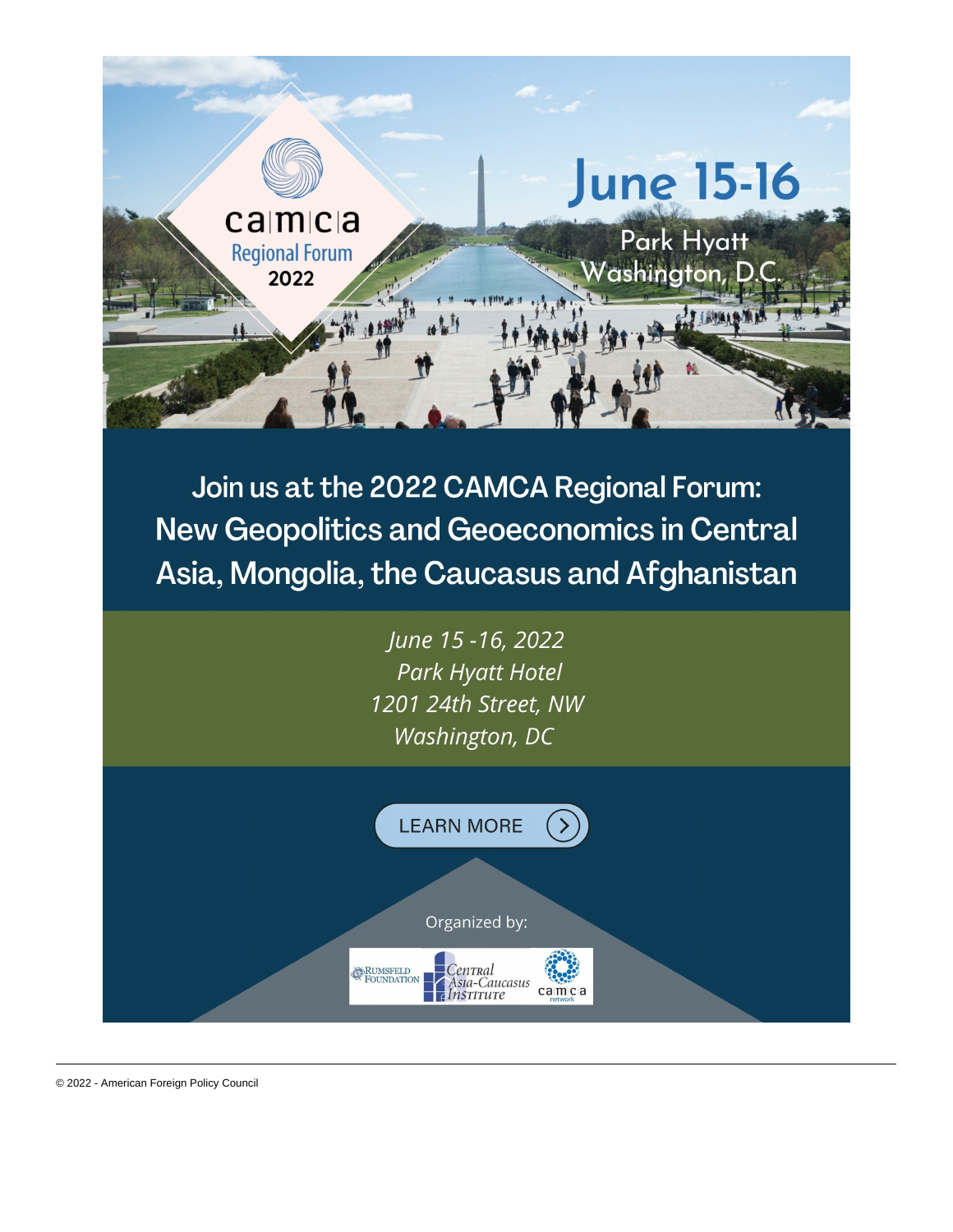camca
Regional Forum
2022

June 15-16
Park Hyatt
Washington, D.C.

## Join us at the 2022 CAMCA Regional Forum: New Geopolitics and Geoeconomics in Central Asia, Mongolia, the Caucasus and Afghanistan

*June 15 -16, 2022*
*Park Hyatt Hotel*
*1201 24th Street, NW*
*Washington, DC*

LEARN MORE

Organized by:

Rumsfeld Foundation | Central Asia-Caucasus Institute | camca network

© 2022 - American Foreign Policy Council